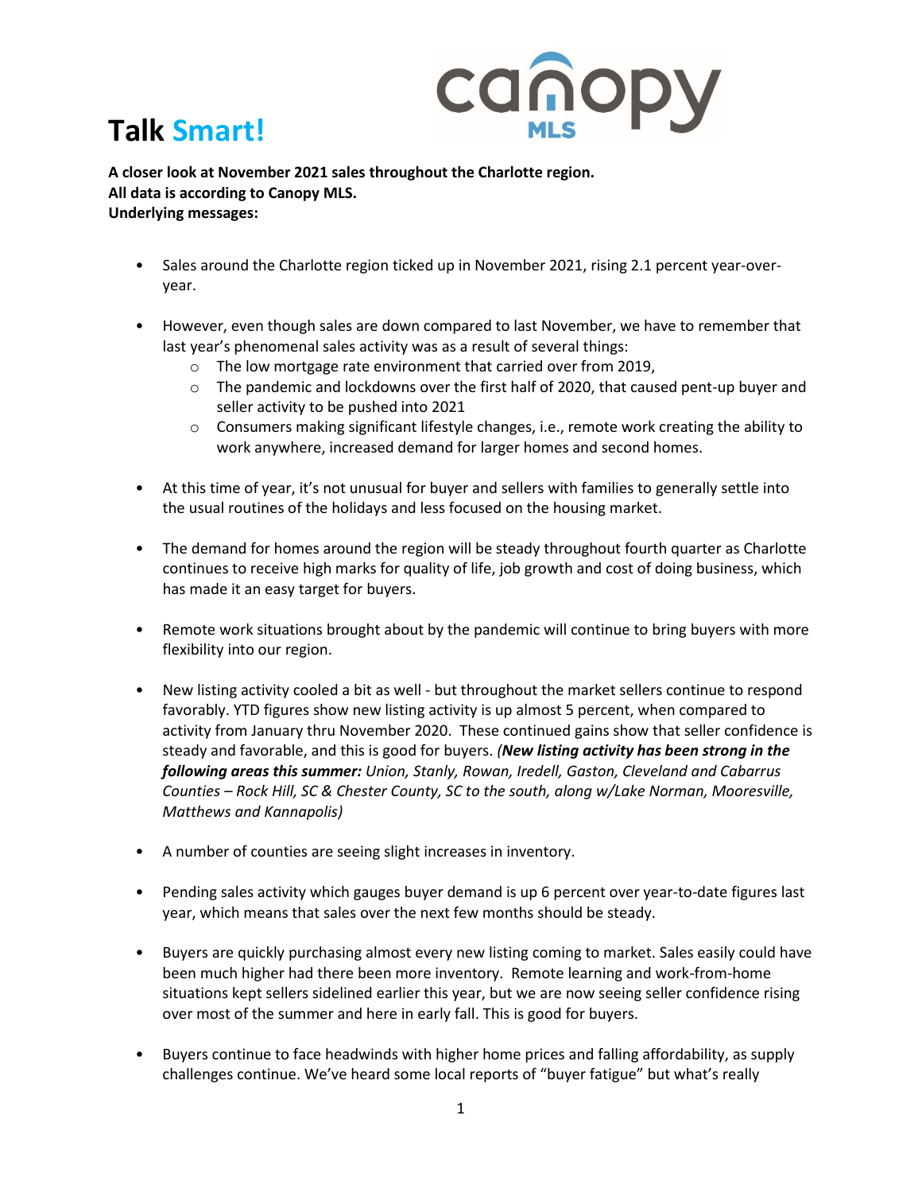# Talk Smart!

**A closer look at November 2021 sales throughout the Charlotte region.**
**All data is according to Canopy MLS.**
**Underlying messages:**

- Sales around the Charlotte region ticked up in November 2021, rising 2.1 percent year-over-year.

- However, even though sales are down compared to last November, we have to remember that last year's phenomenal sales activity was as a result of several things:
  - The low mortgage rate environment that carried over from 2019,
  - The pandemic and lockdowns over the first half of 2020, that caused pent-up buyer and seller activity to be pushed into 2021
  - Consumers making significant lifestyle changes, i.e., remote work creating the ability to work anywhere, increased demand for larger homes and second homes.

- At this time of year, it's not unusual for buyer and sellers with families to generally settle into the usual routines of the holidays and less focused on the housing market.

- The demand for homes around the region will be steady throughout fourth quarter as Charlotte continues to receive high marks for quality of life, job growth and cost of doing business, which has made it an easy target for buyers.

- Remote work situations brought about by the pandemic will continue to bring buyers with more flexibility into our region.

- New listing activity cooled a bit as well - but throughout the market sellers continue to respond favorably. YTD figures show new listing activity is up almost 5 percent, when compared to activity from January thru November 2020. These continued gains show that seller confidence is steady and favorable, and this is good for buyers. *(**New listing activity has been strong in the following areas this summer:** Union, Stanly, Rowan, Iredell, Gaston, Cleveland and Cabarrus Counties – Rock Hill, SC & Chester County, SC to the south, along w/Lake Norman, Mooresville, Matthews and Kannapolis)*

- A number of counties are seeing slight increases in inventory.

- Pending sales activity which gauges buyer demand is up 6 percent over year-to-date figures last year, which means that sales over the next few months should be steady.

- Buyers are quickly purchasing almost every new listing coming to market. Sales easily could have been much higher had there been more inventory. Remote learning and work-from-home situations kept sellers sidelined earlier this year, but we are now seeing seller confidence rising over most of the summer and here in early fall. This is good for buyers.

- Buyers continue to face headwinds with higher home prices and falling affordability, as supply challenges continue. We've heard some local reports of "buyer fatigue" but what's really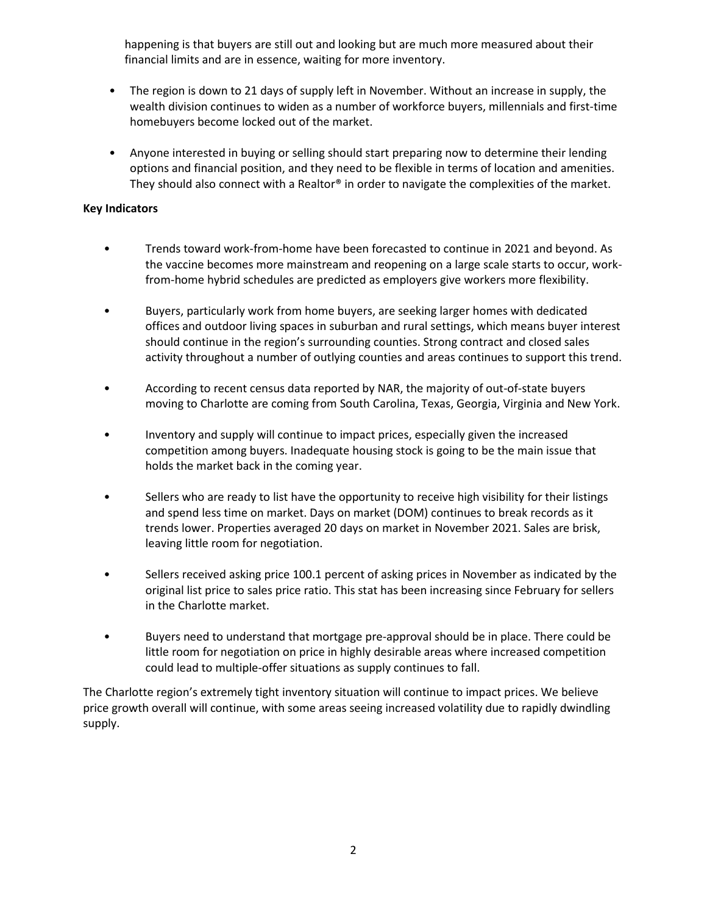happening is that buyers are still out and looking but are much more measured about their financial limits and are in essence, waiting for more inventory.

- The region is down to 21 days of supply left in November. Without an increase in supply, the wealth division continues to widen as a number of workforce buyers, millennials and first-time homebuyers become locked out of the market.
- Anyone interested in buying or selling should start preparing now to determine their lending options and financial position, and they need to be flexible in terms of location and amenities. They should also connect with a Realtor® in order to navigate the complexities of the market.

**Key Indicators**

- Trends toward work-from-home have been forecasted to continue in 2021 and beyond. As the vaccine becomes more mainstream and reopening on a large scale starts to occur, work-from-home hybrid schedules are predicted as employers give workers more flexibility.
- Buyers, particularly work from home buyers, are seeking larger homes with dedicated offices and outdoor living spaces in suburban and rural settings, which means buyer interest should continue in the region's surrounding counties. Strong contract and closed sales activity throughout a number of outlying counties and areas continues to support this trend.
- According to recent census data reported by NAR, the majority of out-of-state buyers moving to Charlotte are coming from South Carolina, Texas, Georgia, Virginia and New York.
- Inventory and supply will continue to impact prices, especially given the increased competition among buyers. Inadequate housing stock is going to be the main issue that holds the market back in the coming year.
- Sellers who are ready to list have the opportunity to receive high visibility for their listings and spend less time on market. Days on market (DOM) continues to break records as it trends lower. Properties averaged 20 days on market in November 2021. Sales are brisk, leaving little room for negotiation.
- Sellers received asking price 100.1 percent of asking prices in November as indicated by the original list price to sales price ratio. This stat has been increasing since February for sellers in the Charlotte market.
- Buyers need to understand that mortgage pre-approval should be in place. There could be little room for negotiation on price in highly desirable areas where increased competition could lead to multiple-offer situations as supply continues to fall.

The Charlotte region's extremely tight inventory situation will continue to impact prices. We believe price growth overall will continue, with some areas seeing increased volatility due to rapidly dwindling supply.